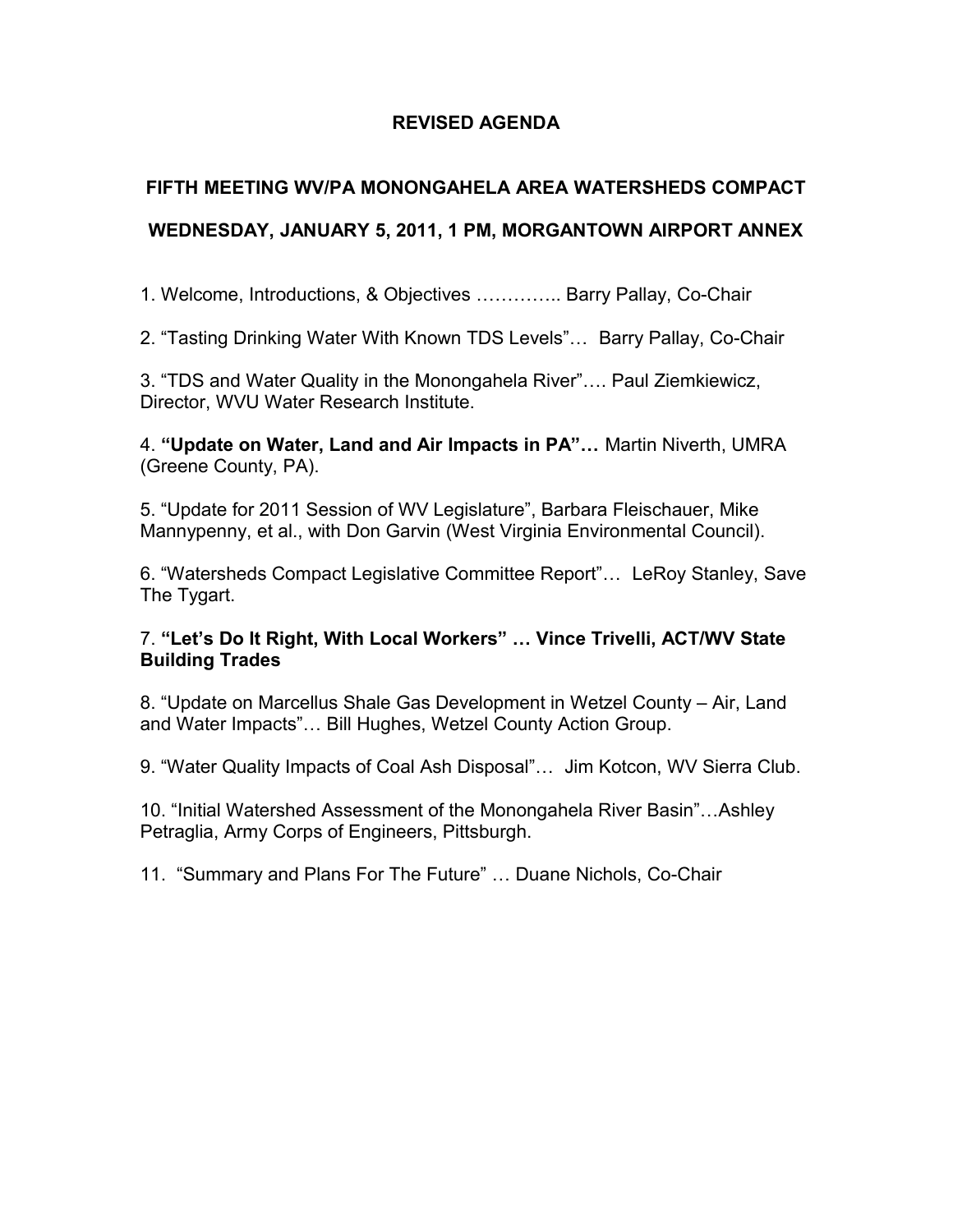# REVISED AGENDA

## FIFTH MEETING WV/PA MONONGAHELA AREA WATERSHEDS COMPACT

## WEDNESDAY, JANUARY 5, 2011, 1 PM, MORGANTOWN AIRPORT ANNEX

1. Welcome, Introductions, & Objectives ………….. Barry Pallay, Co-Chair

2. "Tasting Drinking Water With Known TDS Levels"… Barry Pallay, Co-Chair

3. "TDS and Water Quality in the Monongahela River"…. Paul Ziemkiewicz, Director, WVU Water Research Institute.

4. **"Update on Water, Land and Air Impacts in PA"…** Martin Niverth, UMRA (Greene County, PA).

5. "Update for 2011 Session of WV Legislature", Barbara Fleischauer, Mike Mannypenny, et al., with Don Garvin (West Virginia Environmental Council).

6. "Watersheds Compact Legislative Committee Report"… LeRoy Stanley, Save The Tygart.

7. **"Let's Do It Right, With Local Workers" … Vince Trivelli, ACT/WV State Building Trades**

8. "Update on Marcellus Shale Gas Development in Wetzel County – Air, Land and Water Impacts"… Bill Hughes, Wetzel County Action Group.

9. "Water Quality Impacts of Coal Ash Disposal"… Jim Kotcon, WV Sierra Club.

10. "Initial Watershed Assessment of the Monongahela River Basin"…Ashley Petraglia, Army Corps of Engineers, Pittsburgh.

11. "Summary and Plans For The Future" … Duane Nichols, Co-Chair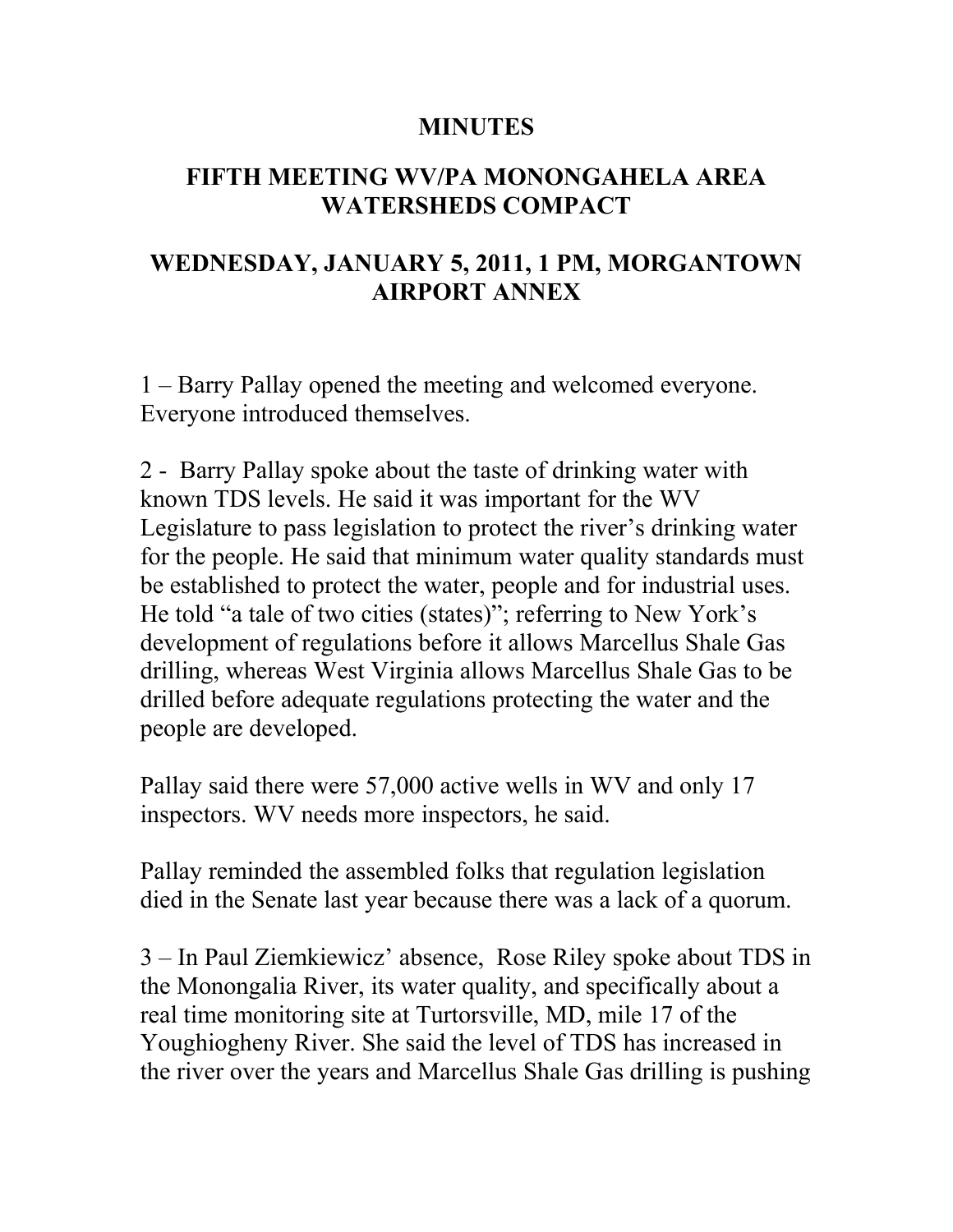**MINUTES**

**FIFTH MEETING WV/PA MONONGAHELA AREA WATERSHEDS COMPACT**

**WEDNESDAY, JANUARY 5, 2011, 1 PM, MORGANTOWN AIRPORT ANNEX**

1 – Barry Pallay opened the meeting and welcomed everyone. Everyone introduced themselves.

2 - Barry Pallay spoke about the taste of drinking water with known TDS levels. He said it was important for the WV Legislature to pass legislation to protect the river's drinking water for the people. He said that minimum water quality standards must be established to protect the water, people and for industrial uses. He told "a tale of two cities (states)"; referring to New York's development of regulations before it allows Marcellus Shale Gas drilling, whereas West Virginia allows Marcellus Shale Gas to be drilled before adequate regulations protecting the water and the people are developed.

Pallay said there were 57,000 active wells in WV and only 17 inspectors. WV needs more inspectors, he said.

Pallay reminded the assembled folks that regulation legislation died in the Senate last year because there was a lack of a quorum.

3 – In Paul Ziemkiewicz' absence, Rose Riley spoke about TDS in the Monongalia River, its water quality, and specifically about a real time monitoring site at Turtorsville, MD, mile 17 of the Youghiogheny River. She said the level of TDS has increased in the river over the years and Marcellus Shale Gas drilling is pushing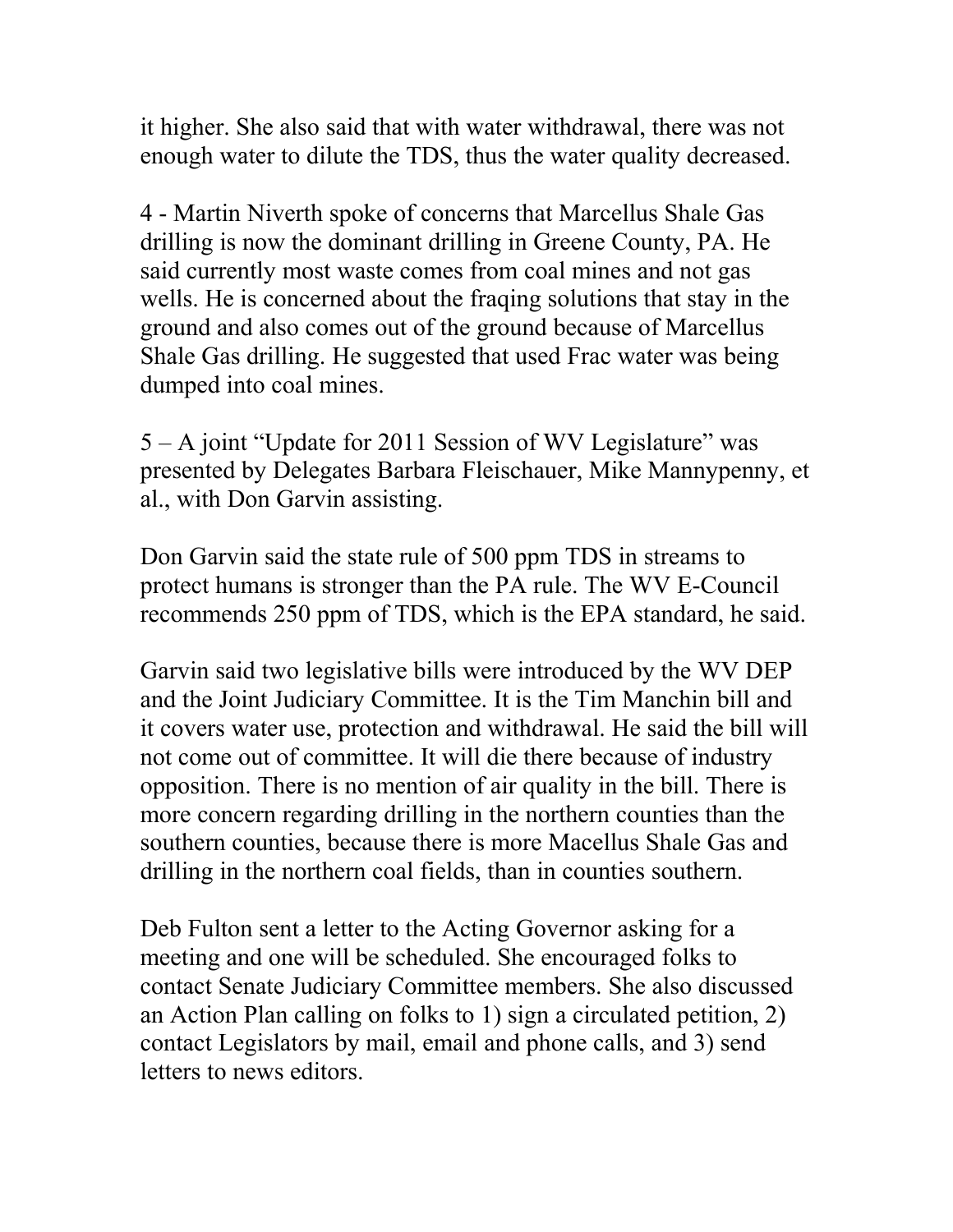it higher. She also said that with water withdrawal, there was not enough water to dilute the TDS, thus the water quality decreased.

4 - Martin Niverth spoke of concerns that Marcellus Shale Gas drilling is now the dominant drilling in Greene County, PA. He said currently most waste comes from coal mines and not gas wells. He is concerned about the fraqing solutions that stay in the ground and also comes out of the ground because of Marcellus Shale Gas drilling. He suggested that used Frac water was being dumped into coal mines.

5 – A joint "Update for 2011 Session of WV Legislature" was presented by Delegates Barbara Fleischauer, Mike Mannypenny, et al., with Don Garvin assisting.

Don Garvin said the state rule of 500 ppm TDS in streams to protect humans is stronger than the PA rule. The WV E-Council recommends 250 ppm of TDS, which is the EPA standard, he said.

Garvin said two legislative bills were introduced by the WV DEP and the Joint Judiciary Committee. It is the Tim Manchin bill and it covers water use, protection and withdrawal. He said the bill will not come out of committee. It will die there because of industry opposition. There is no mention of air quality in the bill. There is more concern regarding drilling in the northern counties than the southern counties, because there is more Macellus Shale Gas and drilling in the northern coal fields, than in counties southern.

Deb Fulton sent a letter to the Acting Governor asking for a meeting and one will be scheduled. She encouraged folks to contact Senate Judiciary Committee members. She also discussed an Action Plan calling on folks to 1) sign a circulated petition, 2) contact Legislators by mail, email and phone calls, and 3) send letters to news editors.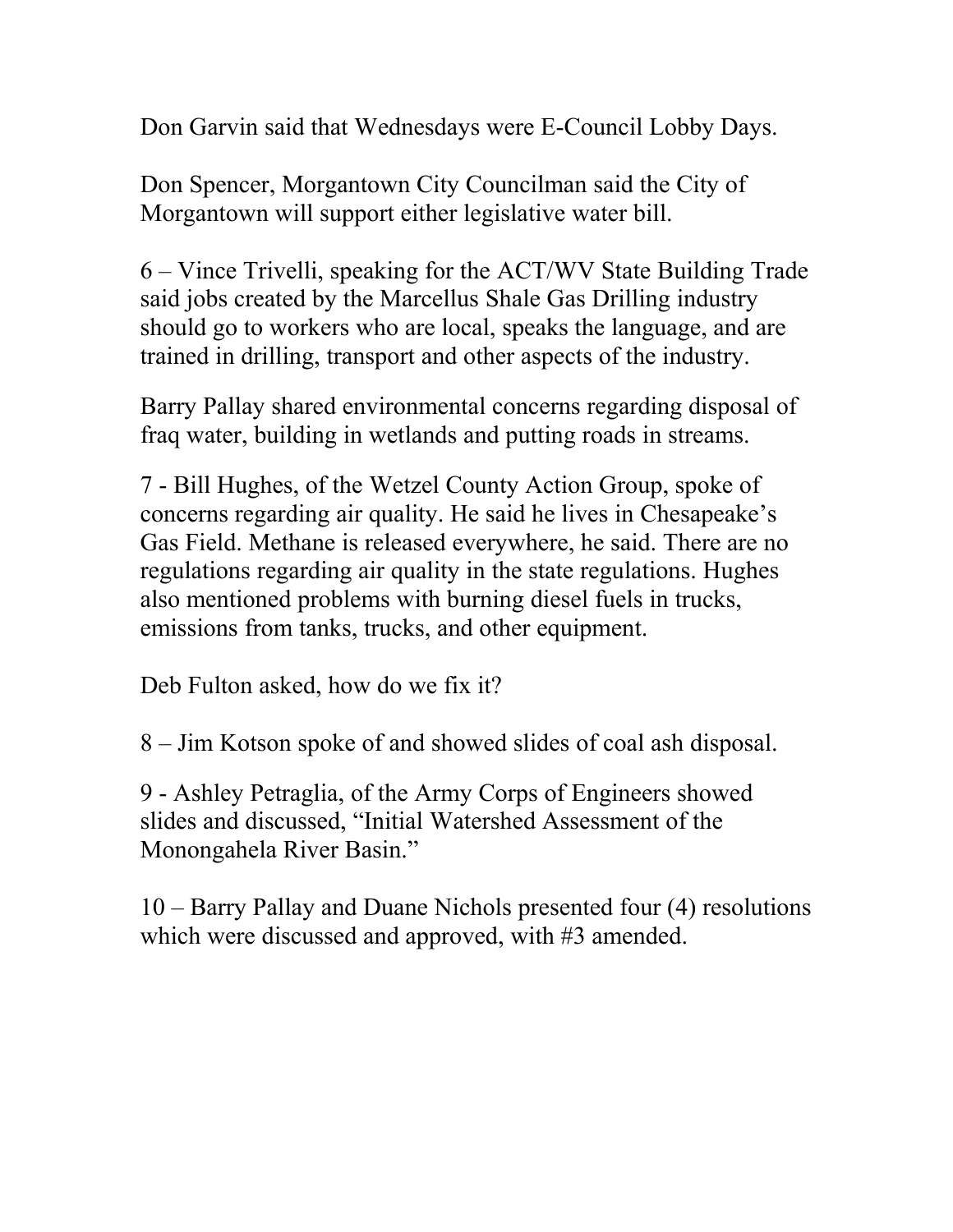Don Garvin said that Wednesdays were E-Council Lobby Days.

Don Spencer, Morgantown City Councilman said the City of Morgantown will support either legislative water bill.

6 – Vince Trivelli, speaking for the ACT/WV State Building Trade said jobs created by the Marcellus Shale Gas Drilling industry should go to workers who are local, speaks the language, and are trained in drilling, transport and other aspects of the industry.

Barry Pallay shared environmental concerns regarding disposal of fraq water, building in wetlands and putting roads in streams.

7 - Bill Hughes, of the Wetzel County Action Group, spoke of concerns regarding air quality. He said he lives in Chesapeake's Gas Field. Methane is released everywhere, he said. There are no regulations regarding air quality in the state regulations. Hughes also mentioned problems with burning diesel fuels in trucks, emissions from tanks, trucks, and other equipment.

Deb Fulton asked, how do we fix it?

8 – Jim Kotson spoke of and showed slides of coal ash disposal.

9 - Ashley Petraglia, of the Army Corps of Engineers showed slides and discussed, "Initial Watershed Assessment of the Monongahela River Basin."

10 – Barry Pallay and Duane Nichols presented four (4) resolutions which were discussed and approved, with #3 amended.